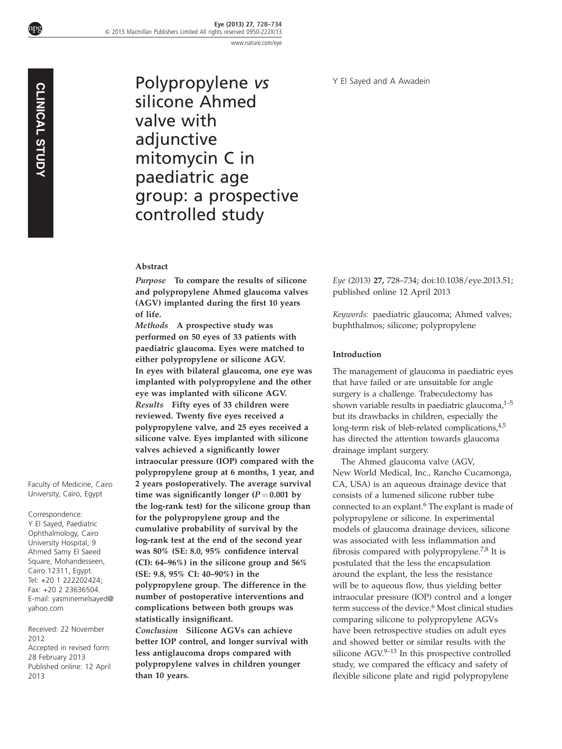# Polypropylene *vs* silicone Ahmed valve with adjunctive mitomycin C in paediatric age group: a prospective controlled study

Y El Sayed and A Awadein

Faculty of Medicine, Cairo University, Cairo, Egypt

Correspondence:
Y El Sayed, Paediatric Ophthalmology, Cairo University Hospital, 9 Ahmed Samy El Saeed Square, Mohandesseen, Cairo 12311, Egypt.
Tel: +20 1 222202424;
Fax: +20 2 23636504.
E-mail: yasminemelsayed@yahoo.com

Received: 22 November 2012
Accepted in revised form: 28 February 2013
Published online: 12 April 2013

## Abstract

***Purpose*** **To compare the results of silicone and polypropylene Ahmed glaucoma valves (AGV) implanted during the first 10 years of life.**

***Methods*** **A prospective study was performed on 50 eyes of 33 patients with paediatric glaucoma. Eyes were matched to either polypropylene or silicone AGV. In eyes with bilateral glaucoma, one eye was implanted with polypropylene and the other eye was implanted with silicone AGV.**

***Results*** **Fifty eyes of 33 children were reviewed. Twenty five eyes received a polypropylene valve, and 25 eyes received a silicone valve. Eyes implanted with silicone valves achieved a significantly lower intraocular pressure (IOP) compared with the polypropylene group at 6 months, 1 year, and 2 years postoperatively. The average survival time was significantly longer ($P = 0.001$ by the log-rank test) for the silicone group than for the polypropylene group and the cumulative probability of survival by the log-rank test at the end of the second year was 80% (SE: 8.0, 95% confidence interval (CI): 64–96%) in the silicone group and 56% (SE: 9.8, 95% CI: 40–90%) in the polypropylene group. The difference in the number of postoperative interventions and complications between both groups was statistically insignificant.**

***Conclusion*** **Silicone AGVs can achieve better IOP control, and longer survival with less antiglaucoma drops compared with polypropylene valves in children younger than 10 years.**

*Eye* (2013) **27,** 728–734; doi:10.1038/eye.2013.51; published online 12 April 2013

*Keywords:* paediatric glaucoma; Ahmed valves; buphthalmos; silicone; polypropylene

## Introduction

The management of glaucoma in paediatric eyes that have failed or are unsuitable for angle surgery is a challenge. Trabeculectomy has shown variable results in paediatric glaucoma,[1–5] but its drawbacks in children, especially the long-term risk of bleb-related complications,[4,5] has directed the attention towards glaucoma drainage implant surgery.

The Ahmed glaucoma valve (AGV, New World Medical, Inc., Rancho Cucamonga, CA, USA) is an aqueous drainage device that consists of a lumened silicone rubber tube connected to an explant.[6] The explant is made of polypropylene or silicone. In experimental models of glaucoma drainage devices, silicone was associated with less inflammation and fibrosis compared with polypropylene.[7,8] It is postulated that the less the encapsulation around the explant, the less the resistance will be to aqueous flow, thus yielding better intraocular pressure (IOP) control and a longer term success of the device.[6] Most clinical studies comparing silicone to polypropylene AGVs have been retrospective studies on adult eyes and showed better or similar results with the silicone AGV.[9–13] In this prospective controlled study, we compared the efficacy and safety of flexible silicone plate and rigid polypropylene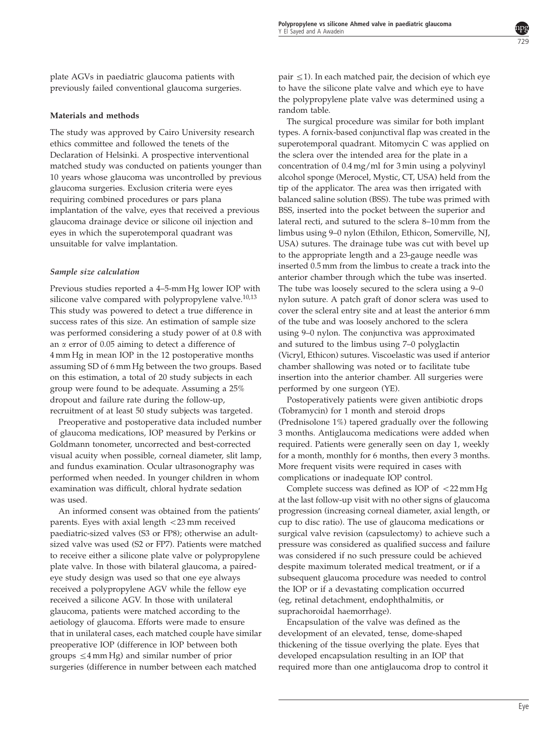plate AGVs in paediatric glaucoma patients with previously failed conventional glaucoma surgeries.

## Materials and methods

The study was approved by Cairo University research ethics committee and followed the tenets of the Declaration of Helsinki. A prospective interventional matched study was conducted on patients younger than 10 years whose glaucoma was uncontrolled by previous glaucoma surgeries. Exclusion criteria were eyes requiring combined procedures or pars plana implantation of the valve, eyes that received a previous glaucoma drainage device or silicone oil injection and eyes in which the superotemporal quadrant was unsuitable for valve implantation.

### *Sample size calculation*

Previous studies reported a 4–5-mm Hg lower IOP with silicone valve compared with polypropylene valve.[10,13] This study was powered to detect a true difference in success rates of this size. An estimation of sample size was performed considering a study power of at 0.8 with an $\alpha$ error of 0.05 aiming to detect a difference of 4 mm Hg in mean IOP in the 12 postoperative months assuming SD of 6 mm Hg between the two groups. Based on this estimation, a total of 20 study subjects in each group were found to be adequate. Assuming a 25% dropout and failure rate during the follow-up, recruitment of at least 50 study subjects was targeted.

Preoperative and postoperative data included number of glaucoma medications, IOP measured by Perkins or Goldmann tonometer, uncorrected and best-corrected visual acuity when possible, corneal diameter, slit lamp, and fundus examination. Ocular ultrasonography was performed when needed. In younger children in whom examination was difficult, chloral hydrate sedation was used.

An informed consent was obtained from the patients' parents. Eyes with axial length <23 mm received paediatric-sized valves (S3 or FP8); otherwise an adult-sized valve was used (S2 or FP7). Patients were matched to receive either a silicone plate valve or polypropylene plate valve. In those with bilateral glaucoma, a paired-eye study design was used so that one eye always received a polypropylene AGV while the fellow eye received a silicone AGV. In those with unilateral glaucoma, patients were matched according to the aetiology of glaucoma. Efforts were made to ensure that in unilateral cases, each matched couple have similar preoperative IOP (difference in IOP between both groups $\leq$4 mm Hg) and similar number of prior surgeries (difference in number between each matched pair $\leq$1). In each matched pair, the decision of which eye to have the silicone plate valve and which eye to have the polypropylene plate valve was determined using a random table.

The surgical procedure was similar for both implant types. A fornix-based conjunctival flap was created in the superotemporal quadrant. Mitomycin C was applied on the sclera over the intended area for the plate in a concentration of 0.4 mg/ml for 3 min using a polyvinyl alcohol sponge (Merocel, Mystic, CT, USA) held from the tip of the applicator. The area was then irrigated with balanced saline solution (BSS). The tube was primed with BSS, inserted into the pocket between the superior and lateral recti, and sutured to the sclera 8–10 mm from the limbus using 9–0 nylon (Ethilon, Ethicon, Somerville, NJ, USA) sutures. The drainage tube was cut with bevel up to the appropriate length and a 23-gauge needle was inserted 0.5 mm from the limbus to create a track into the anterior chamber through which the tube was inserted. The tube was loosely secured to the sclera using a 9–0 nylon suture. A patch graft of donor sclera was used to cover the scleral entry site and at least the anterior 6 mm of the tube and was loosely anchored to the sclera using 9–0 nylon. The conjunctiva was approximated and sutured to the limbus using 7–0 polyglactin (Vicryl, Ethicon) sutures. Viscoelastic was used if anterior chamber shallowing was noted or to facilitate tube insertion into the anterior chamber. All surgeries were performed by one surgeon (YE).

Postoperatively patients were given antibiotic drops (Tobramycin) for 1 month and steroid drops (Prednisolone 1%) tapered gradually over the following 3 months. Antiglaucoma medications were added when required. Patients were generally seen on day 1, weekly for a month, monthly for 6 months, then every 3 months. More frequent visits were required in cases with complications or inadequate IOP control.

Complete success was defined as IOP of <22 mm Hg at the last follow-up visit with no other signs of glaucoma progression (increasing corneal diameter, axial length, or cup to disc ratio). The use of glaucoma medications or surgical valve revision (capsulectomy) to achieve such a pressure was considered as qualified success and failure was considered if no such pressure could be achieved despite maximum tolerated medical treatment, or if a subsequent glaucoma procedure was needed to control the IOP or if a devastating complication occurred (eg, retinal detachment, endophthalmitis, or suprachoroidal haemorrhage).

Encapsulation of the valve was defined as the development of an elevated, tense, dome-shaped thickening of the tissue overlying the plate. Eyes that developed encapsulation resulting in an IOP that required more than one antiglaucoma drop to control it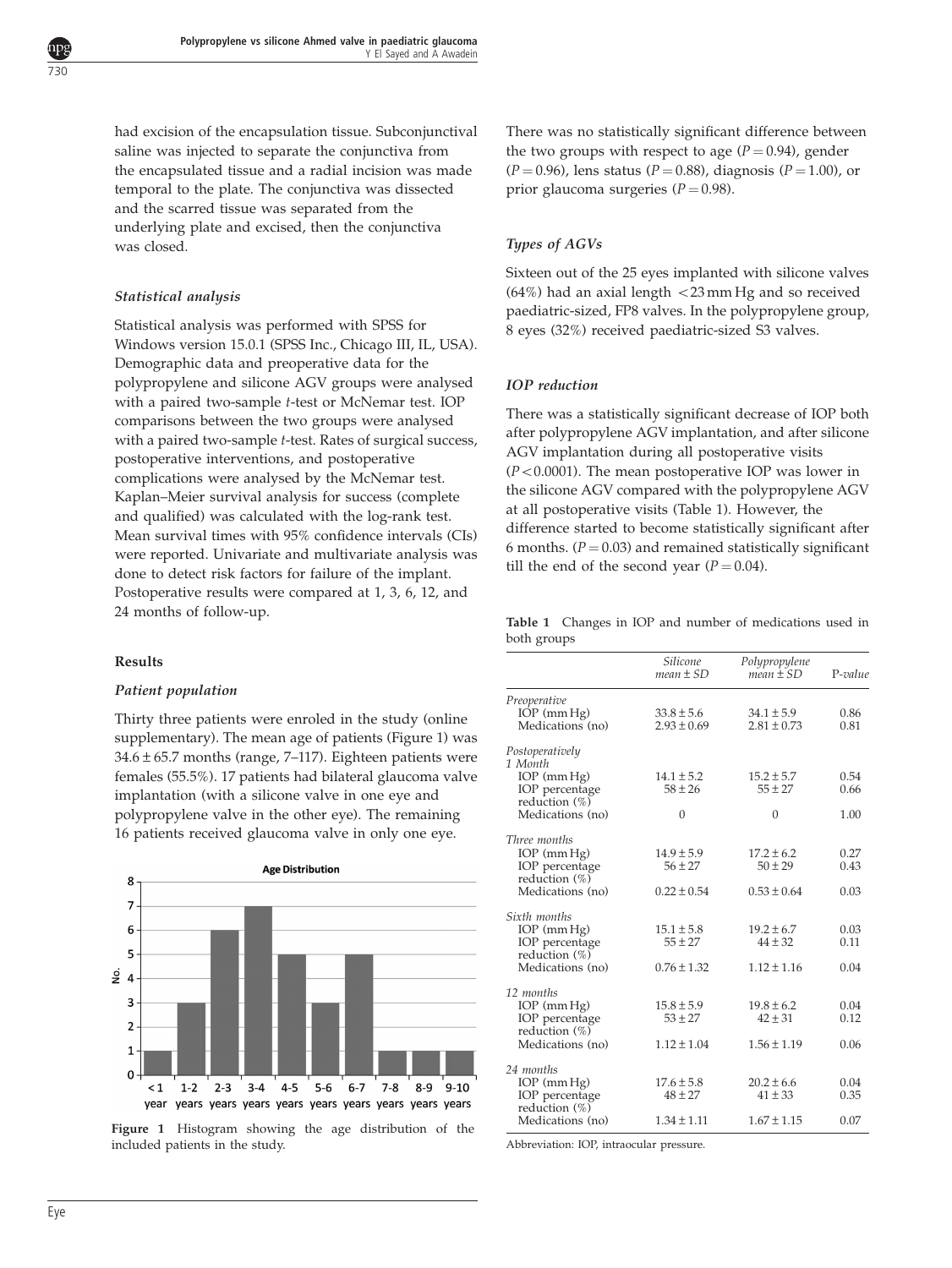had excision of the encapsulation tissue. Subconjunctival saline was injected to separate the conjunctiva from the encapsulated tissue and a radial incision was made temporal to the plate. The conjunctiva was dissected and the scarred tissue was separated from the underlying plate and excised, then the conjunctiva was closed.

### *Statistical analysis*

Statistical analysis was performed with SPSS for Windows version 15.0.1 (SPSS Inc., Chicago III, IL, USA). Demographic data and preoperative data for the polypropylene and silicone AGV groups were analysed with a paired two-sample *t*-test or McNemar test. IOP comparisons between the two groups were analysed with a paired two-sample *t*-test. Rates of surgical success, postoperative interventions, and postoperative complications were analysed by the McNemar test. Kaplan–Meier survival analysis for success (complete and qualified) was calculated with the log-rank test. Mean survival times with 95% confidence intervals (CIs) were reported. Univariate and multivariate analysis was done to detect risk factors for failure of the implant. Postoperative results were compared at 1, 3, 6, 12, and 24 months of follow-up.

## Results

### *Patient population*

Thirty three patients were enroled in the study (online supplementary). The mean age of patients (Figure 1) was 34.6 ± 65.7 months (range, 7–117). Eighteen patients were females (55.5%). 17 patients had bilateral glaucoma valve implantation (with a silicone valve in one eye and polypropylene valve in the other eye). The remaining 16 patients received glaucoma valve in only one eye.

**Figure 1** Histogram showing the age distribution of the included patients in the study.

There was no statistically significant difference between the two groups with respect to age ($P = 0.94$), gender ($P = 0.96$), lens status ($P = 0.88$), diagnosis ($P = 1.00$), or prior glaucoma surgeries ($P = 0.98$).

### *Types of AGVs*

Sixteen out of the 25 eyes implanted with silicone valves (64%) had an axial length <23 mm Hg and so received paediatric-sized, FP8 valves. In the polypropylene group, 8 eyes (32%) received paediatric-sized S3 valves.

### *IOP reduction*

There was a statistically significant decrease of IOP both after polypropylene AGV implantation, and after silicone AGV implantation during all postoperative visits ($P < 0.0001$). The mean postoperative IOP was lower in the silicone AGV compared with the polypropylene AGV at all postoperative visits (Table 1). However, the difference started to become statistically significant after 6 months. ($P = 0.03$) and remained statistically significant till the end of the second year ($P = 0.04$).

**Table 1** Changes in IOP and number of medications used in both groups

| | *Silicone mean ± SD* | *Polypropylene mean ± SD* | *P-value* |
|---|---|---|---|
| *Preoperative* | | | |
| IOP (mm Hg) | 33.8 ± 5.6 | 34.1 ± 5.9 | 0.86 |
| Medications (no) | 2.93 ± 0.69 | 2.81 ± 0.73 | 0.81 |
| *Postoperatively* | | | |
| *1 Month* | | | |
| IOP (mm Hg) | 14.1 ± 5.2 | 15.2 ± 5.7 | 0.54 |
| IOP percentage reduction (%) | 58 ± 26 | 55 ± 27 | 0.66 |
| Medications (no) | 0 | 0 | 1.00 |
| *Three months* | | | |
| IOP (mm Hg) | 14.9 ± 5.9 | 17.2 ± 6.2 | 0.27 |
| IOP percentage reduction (%) | 56 ± 27 | 50 ± 29 | 0.43 |
| Medications (no) | 0.22 ± 0.54 | 0.53 ± 0.64 | 0.03 |
| *Sixth months* | | | |
| IOP (mm Hg) | 15.1 ± 5.8 | 19.2 ± 6.7 | 0.03 |
| IOP percentage reduction (%) | 55 ± 27 | 44 ± 32 | 0.11 |
| Medications (no) | 0.76 ± 1.32 | 1.12 ± 1.16 | 0.04 |
| *12 months* | | | |
| IOP (mm Hg) | 15.8 ± 5.9 | 19.8 ± 6.2 | 0.04 |
| IOP percentage reduction (%) | 53 ± 27 | 42 ± 31 | 0.12 |
| Medications (no) | 1.12 ± 1.04 | 1.56 ± 1.19 | 0.06 |
| *24 months* | | | |
| IOP (mm Hg) | 17.6 ± 5.8 | 20.2 ± 6.6 | 0.04 |
| IOP percentage reduction (%) | 48 ± 27 | 41 ± 33 | 0.35 |
| Medications (no) | 1.34 ± 1.11 | 1.67 ± 1.15 | 0.07 |

Abbreviation: IOP, intraocular pressure.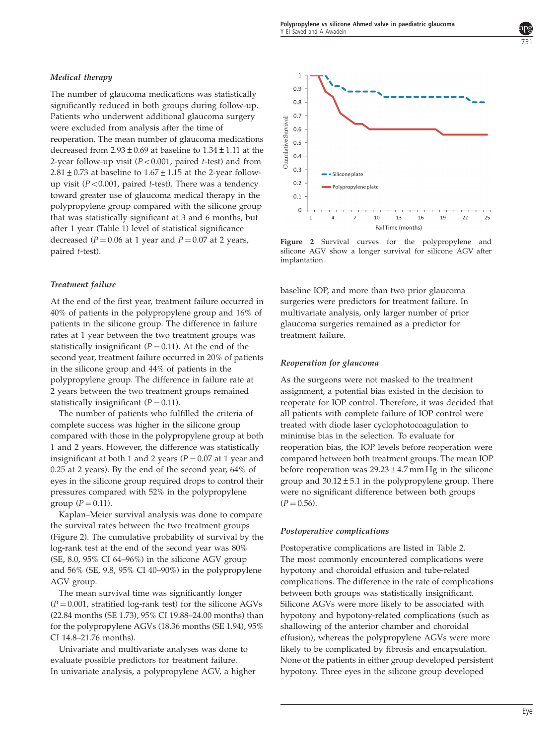### *Medical therapy*

The number of glaucoma medications was statistically significantly reduced in both groups during follow-up. Patients who underwent additional glaucoma surgery were excluded from analysis after the time of reoperation. The mean number of glaucoma medications decreased from 2.93 ± 0.69 at baseline to 1.34 ± 1.11 at the 2-year follow-up visit ($P<0.001$, paired *t*-test) and from 2.81 ± 0.73 at baseline to 1.67 ± 1.15 at the 2-year follow-up visit ($P<0.001$, paired *t*-test). There was a tendency toward greater use of glaucoma medical therapy in the polypropylene group compared with the silicone group that was statistically significant at 3 and 6 months, but after 1 year (Table 1) level of statistical significance decreased ($P=0.06$ at 1 year and $P=0.07$ at 2 years, paired *t*-test).

### *Treatment failure*

At the end of the first year, treatment failure occurred in 40% of patients in the polypropylene group and 16% of patients in the silicone group. The difference in failure rates at 1 year between the two treatment groups was statistically insignificant ($P=0.11$). At the end of the second year, treatment failure occurred in 20% of patients in the silicone group and 44% of patients in the polypropylene group. The difference in failure rate at 2 years between the two treatment groups remained statistically insignificant ($P=0.11$).

The number of patients who fulfilled the criteria of complete success was higher in the silicone group compared with those in the polypropylene group at both 1 and 2 years. However, the difference was statistically insignificant at both 1 and 2 years ($P=0.07$ at 1 year and 0.25 at 2 years). By the end of the second year, 64% of eyes in the silicone group required drops to control their pressures compared with 52% in the polypropylene group ($P=0.11$).

Kaplan–Meier survival analysis was done to compare the survival rates between the two treatment groups (Figure 2). The cumulative probability of survival by the log-rank test at the end of the second year was 80% (SE, 8.0, 95% CI 64–96%) in the silicone AGV group and 56% (SE, 9.8, 95% CI 40–90%) in the polypropylene AGV group.

The mean survival time was significantly longer ($P=0.001$, stratified log-rank test) for the silicone AGVs (22.84 months (SE 1.73), 95% CI 19.88–24.00 months) than for the polypropylene AGVs (18.36 months (SE 1.94), 95% CI 14.8–21.76 months).

Univariate and multivariate analyses was done to evaluate possible predictors for treatment failure. In univariate analysis, a polypropylene AGV, a higher baseline IOP, and more than two prior glaucoma surgeries were predictors for treatment failure. In multivariate analysis, only larger number of prior glaucoma surgeries remained as a predictor for treatment failure.

**Figure 2** Survival curves for the polypropylene and silicone AGV show a longer survival for silicone AGV after implantation.

### *Reoperation for glaucoma*

As the surgeons were not masked to the treatment assignment, a potential bias existed in the decision to reoperate for IOP control. Therefore, it was decided that all patients with complete failure of IOP control were treated with diode laser cyclophotocoagulation to minimise bias in the selection. To evaluate for reoperation bias, the IOP levels before reoperation were compared between both treatment groups. The mean IOP before reoperation was 29.23 ± 4.7 mm Hg in the silicone group and 30.12 ± 5.1 in the polypropylene group. There were no significant difference between both groups ($P=0.56$).

### *Postoperative complications*

Postoperative complications are listed in Table 2. The most commonly encountered complications were hypotony and choroidal effusion and tube-related complications. The difference in the rate of complications between both groups was statistically insignificant. Silicone AGVs were more likely to be associated with hypotony and hypotony-related complications (such as shallowing of the anterior chamber and choroidal effusion), whereas the polypropylene AGVs were more likely to be complicated by fibrosis and encapsulation. None of the patients in either group developed persistent hypotony. Three eyes in the silicone group developed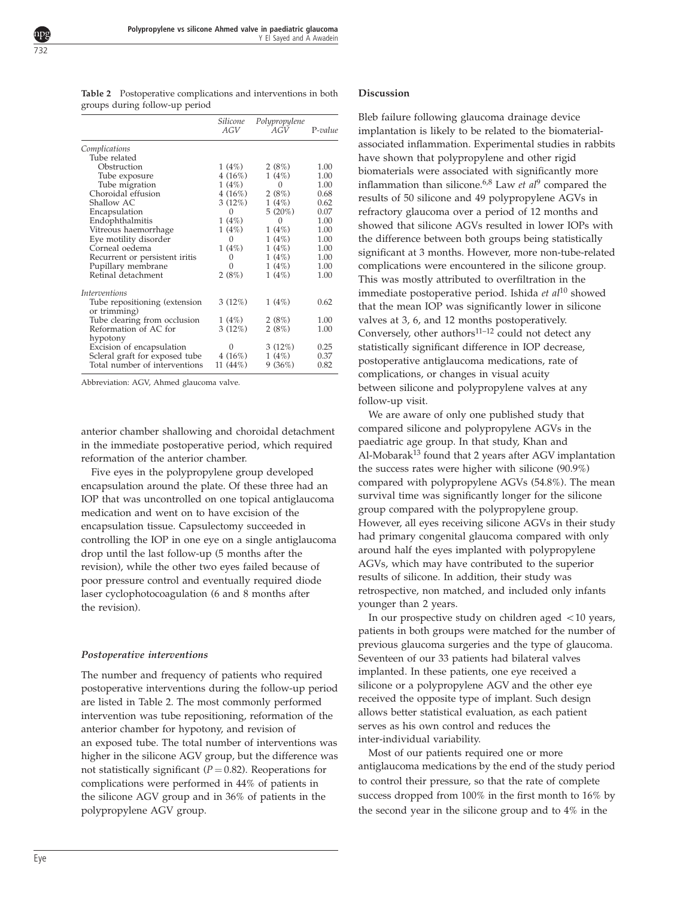**Table 2** Postoperative complications and interventions in both groups during follow-up period

| | Silicone AGV | Polypropylene AGV | P-value |
|---|---|---|---|
| *Complications* | | | |
| Tube related | | | |
| Obstruction | 1 (4%) | 2 (8%) | 1.00 |
| Tube exposure | 4 (16%) | 1 (4%) | 1.00 |
| Tube migration | 1 (4%) | 0 | 1.00 |
| Choroidal effusion | 4 (16%) | 2 (8%) | 0.68 |
| Shallow AC | 3 (12%) | 1 (4%) | 0.62 |
| Encapsulation | 0 | 5 (20%) | 0.07 |
| Endophthalmitis | 1 (4%) | 0 | 1.00 |
| Vitreous haemorrhage | 1 (4%) | 1 (4%) | 1.00 |
| Eye motility disorder | 0 | 1 (4%) | 1.00 |
| Corneal oedema | 1 (4%) | 1 (4%) | 1.00 |
| Recurrent or persistent iritis | 0 | 1 (4%) | 1.00 |
| Pupillary membrane | 0 | 1 (4%) | 1.00 |
| Retinal detachment | 2 (8%) | 1 (4%) | 1.00 |
| *Interventions* | | | |
| Tube repositioning (extension or trimming) | 3 (12%) | 1 (4%) | 0.62 |
| Tube clearing from occlusion | 1 (4%) | 2 (8%) | 1.00 |
| Reformation of AC for hypotony | 3 (12%) | 2 (8%) | 1.00 |
| Excision of encapsulation | 0 | 3 (12%) | 0.25 |
| Scleral graft for exposed tube | 4 (16%) | 1 (4%) | 0.37 |
| Total number of interventions | 11 (44%) | 9 (36%) | 0.82 |

Abbreviation: AGV, Ahmed glaucoma valve.

anterior chamber shallowing and choroidal detachment in the immediate postoperative period, which required reformation of the anterior chamber.

Five eyes in the polypropylene group developed encapsulation around the plate. Of these three had an IOP that was uncontrolled on one topical antiglaucoma medication and went on to have excision of the encapsulation tissue. Capsulectomy succeeded in controlling the IOP in one eye on a single antiglaucoma drop until the last follow-up (5 months after the revision), while the other two eyes failed because of poor pressure control and eventually required diode laser cyclophotocoagulation (6 and 8 months after the revision).

### *Postoperative interventions*

The number and frequency of patients who required postoperative interventions during the follow-up period are listed in Table 2. The most commonly performed intervention was tube repositioning, reformation of the anterior chamber for hypotony, and revision of an exposed tube. The total number of interventions was higher in the silicone AGV group, but the difference was not statistically significant ($P = 0.82$). Reoperations for complications were performed in 44% of patients in the silicone AGV group and in 36% of patients in the polypropylene AGV group.

## Discussion

Bleb failure following glaucoma drainage device implantation is likely to be related to the biomaterial-associated inflammation. Experimental studies in rabbits have shown that polypropylene and other rigid biomaterials were associated with significantly more inflammation than silicone.[6,8] Law *et al*[9] compared the results of 50 silicone and 49 polypropylene AGVs in refractory glaucoma over a period of 12 months and showed that silicone AGVs resulted in lower IOPs with the difference between both groups being statistically significant at 3 months. However, more non-tube-related complications were encountered in the silicone group. This was mostly attributed to overfiltration in the immediate postoperative period. Ishida *et al*[10] showed that the mean IOP was significantly lower in silicone valves at 3, 6, and 12 months postoperatively. Conversely, other authors[11–12] could not detect any statistically significant difference in IOP decrease, postoperative antiglaucoma medications, rate of complications, or changes in visual acuity between silicone and polypropylene valves at any follow-up visit.

We are aware of only one published study that compared silicone and polypropylene AGVs in the paediatric age group. In that study, Khan and Al-Mobarak[13] found that 2 years after AGV implantation the success rates were higher with silicone (90.9%) compared with polypropylene AGVs (54.8%). The mean survival time was significantly longer for the silicone group compared with the polypropylene group. However, all eyes receiving silicone AGVs in their study had primary congenital glaucoma compared with only around half the eyes implanted with polypropylene AGVs, which may have contributed to the superior results of silicone. In addition, their study was retrospective, non matched, and included only infants younger than 2 years.

In our prospective study on children aged <10 years, patients in both groups were matched for the number of previous glaucoma surgeries and the type of glaucoma. Seventeen of our 33 patients had bilateral valves implanted. In these patients, one eye received a silicone or a polypropylene AGV and the other eye received the opposite type of implant. Such design allows better statistical evaluation, as each patient serves as his own control and reduces the inter-individual variability.

Most of our patients required one or more antiglaucoma medications by the end of the study period to control their pressure, so that the rate of complete success dropped from 100% in the first month to 16% by the second year in the silicone group and to 4% in the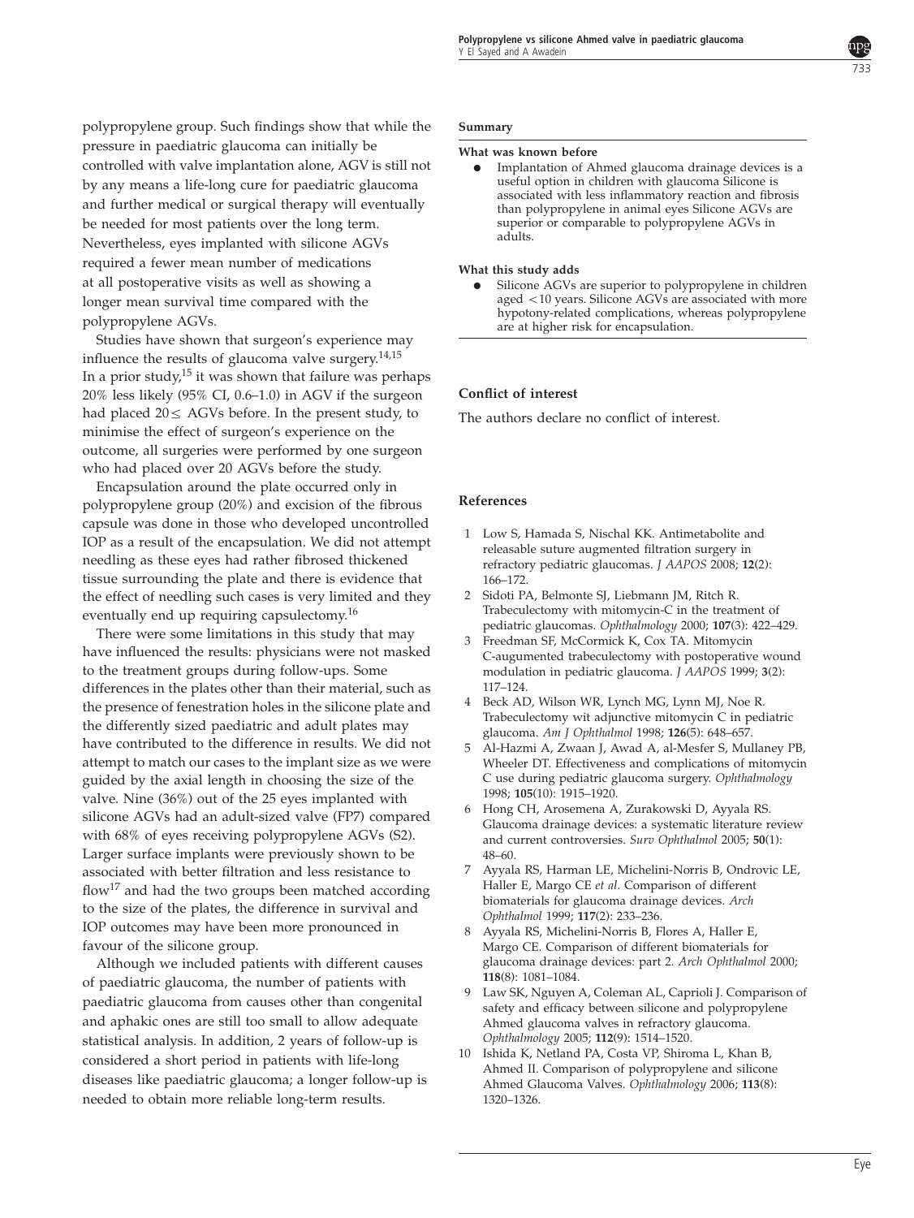polypropylene group. Such findings show that while the pressure in paediatric glaucoma can initially be controlled with valve implantation alone, AGV is still not by any means a life-long cure for paediatric glaucoma and further medical or surgical therapy will eventually be needed for most patients over the long term. Nevertheless, eyes implanted with silicone AGVs required a fewer mean number of medications at all postoperative visits as well as showing a longer mean survival time compared with the polypropylene AGVs.

Studies have shown that surgeon's experience may influence the results of glaucoma valve surgery.[14,15] In a prior study,[15] it was shown that failure was perhaps 20% less likely (95% CI, 0.6–1.0) in AGV if the surgeon had placed $20 \leq$ AGVs before. In the present study, to minimise the effect of surgeon's experience on the outcome, all surgeries were performed by one surgeon who had placed over 20 AGVs before the study.

Encapsulation around the plate occurred only in polypropylene group (20%) and excision of the fibrous capsule was done in those who developed uncontrolled IOP as a result of the encapsulation. We did not attempt needling as these eyes had rather fibrosed thickened tissue surrounding the plate and there is evidence that the effect of needling such cases is very limited and they eventually end up requiring capsulectomy.[16]

There were some limitations in this study that may have influenced the results: physicians were not masked to the treatment groups during follow-ups. Some differences in the plates other than their material, such as the presence of fenestration holes in the silicone plate and the differently sized paediatric and adult plates may have contributed to the difference in results. We did not attempt to match our cases to the implant size as we were guided by the axial length in choosing the size of the valve. Nine (36%) out of the 25 eyes implanted with silicone AGVs had an adult-sized valve (FP7) compared with 68% of eyes receiving polypropylene AGVs (S2). Larger surface implants were previously shown to be associated with better filtration and less resistance to flow[17] and had the two groups been matched according to the size of the plates, the difference in survival and IOP outcomes may have been more pronounced in favour of the silicone group.

Although we included patients with different causes of paediatric glaucoma, the number of patients with paediatric glaucoma from causes other than congenital and aphakic ones are still too small to allow adequate statistical analysis. In addition, 2 years of follow-up is considered a short period in patients with life-long diseases like paediatric glaucoma; a longer follow-up is needed to obtain more reliable long-term results.

**Summary**

**What was known before**

- Implantation of Ahmed glaucoma drainage devices is a useful option in children with glaucoma Silicone is associated with less inflammatory reaction and fibrosis than polypropylene in animal eyes Silicone AGVs are superior or comparable to polypropylene AGVs in adults.

**What this study adds**

- Silicone AGVs are superior to polypropylene in children aged <10 years. Silicone AGVs are associated with more hypotony-related complications, whereas polypropylene are at higher risk for encapsulation.

## Conflict of interest

The authors declare no conflict of interest.

## References

1. Low S, Hamada S, Nischal KK. Antimetabolite and releasable suture augmented filtration surgery in refractory pediatric glaucomas. *J AAPOS* 2008; **12**(2): 166–172.
2. Sidoti PA, Belmonte SJ, Liebmann JM, Ritch R. Trabeculectomy with mitomycin-C in the treatment of pediatric glaucomas. *Ophthalmology* 2000; **107**(3): 422–429.
3. Freedman SF, McCormick K, Cox TA. Mitomycin C-augumented trabeculectomy with postoperative wound modulation in pediatric glaucoma. *J AAPOS* 1999; **3**(2): 117–124.
4. Beck AD, Wilson WR, Lynch MG, Lynn MJ, Noe R. Trabeculectomy wit adjunctive mitomycin C in pediatric glaucoma. *Am J Ophthalmol* 1998; **126**(5): 648–657.
5. Al-Hazmi A, Zwaan J, Awad A, al-Mesfer S, Mullaney PB, Wheeler DT. Effectiveness and complications of mitomycin C use during pediatric glaucoma surgery. *Ophthalmology* 1998; **105**(10): 1915–1920.
6. Hong CH, Arosemena A, Zurakowski D, Ayyala RS. Glaucoma drainage devices: a systematic literature review and current controversies. *Surv Ophthalmol* 2005; **50**(1): 48–60.
7. Ayyala RS, Harman LE, Michelini-Norris B, Ondrovic LE, Haller E, Margo CE *et al*. Comparison of different biomaterials for glaucoma drainage devices. *Arch Ophthalmol* 1999; **117**(2): 233–236.
8. Ayyala RS, Michelini-Norris B, Flores A, Haller E, Margo CE. Comparison of different biomaterials for glaucoma drainage devices: part 2. *Arch Ophthalmol* 2000; **118**(8): 1081–1084.
9. Law SK, Nguyen A, Coleman AL, Caprioli J. Comparison of safety and efficacy between silicone and polypropylene Ahmed glaucoma valves in refractory glaucoma. *Ophthalmology* 2005; **112**(9): 1514–1520.
10. Ishida K, Netland PA, Costa VP, Shiroma L, Khan B, Ahmed II. Comparison of polypropylene and silicone Ahmed Glaucoma Valves. *Ophthalmology* 2006; **113**(8): 1320–1326.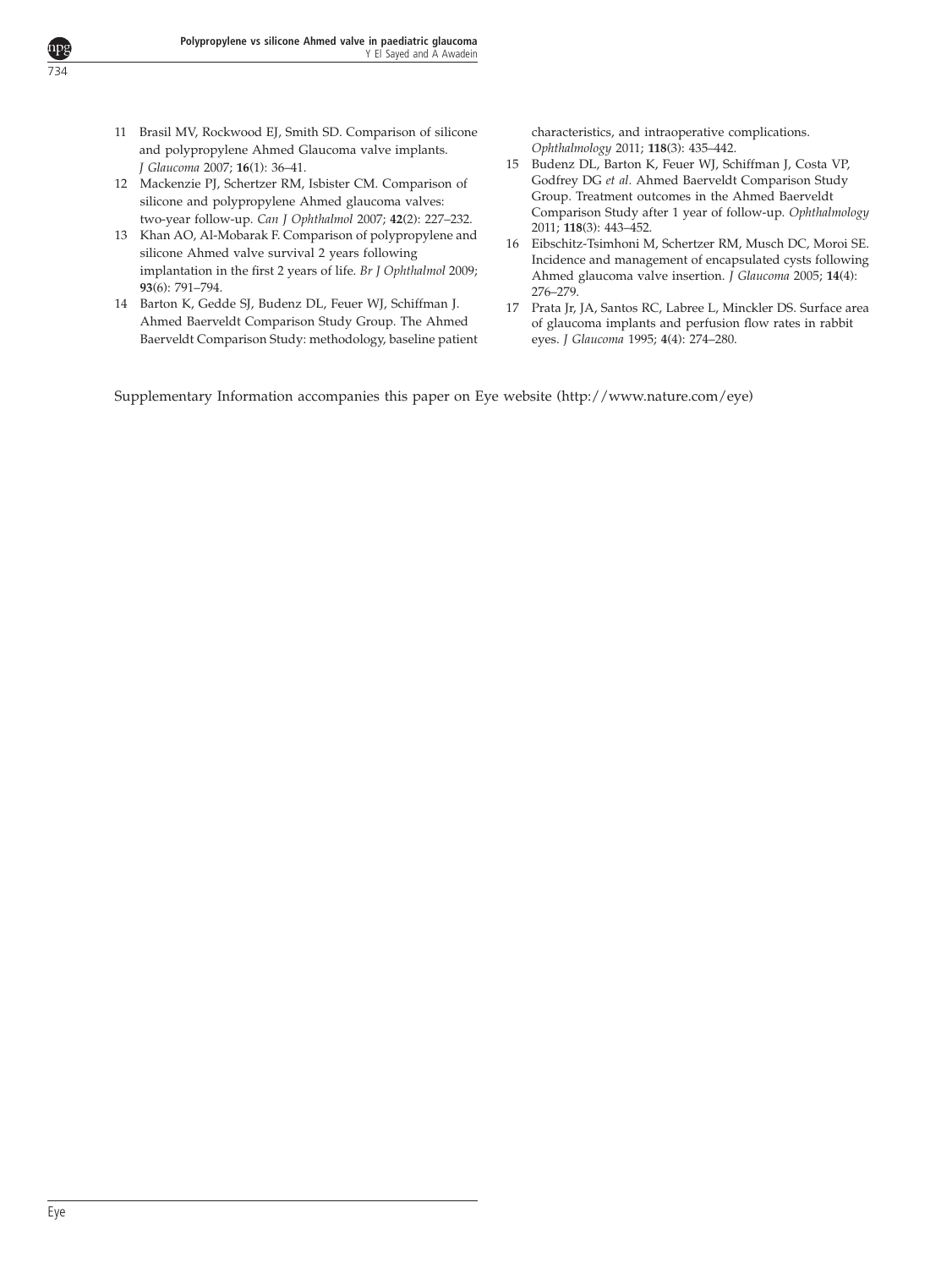11 Brasil MV, Rockwood EJ, Smith SD. Comparison of silicone and polypropylene Ahmed Glaucoma valve implants. *J Glaucoma* 2007; **16**(1): 36–41.

12 Mackenzie PJ, Schertzer RM, Isbister CM. Comparison of silicone and polypropylene Ahmed glaucoma valves: two-year follow-up. *Can J Ophthalmol* 2007; **42**(2): 227–232.

13 Khan AO, Al-Mobarak F. Comparison of polypropylene and silicone Ahmed valve survival 2 years following implantation in the first 2 years of life. *Br J Ophthalmol* 2009; **93**(6): 791–794.

14 Barton K, Gedde SJ, Budenz DL, Feuer WJ, Schiffman J. Ahmed Baerveldt Comparison Study Group. The Ahmed Baerveldt Comparison Study: methodology, baseline patient characteristics, and intraoperative complications. *Ophthalmology* 2011; **118**(3): 435–442.

15 Budenz DL, Barton K, Feuer WJ, Schiffman J, Costa VP, Godfrey DG *et al*. Ahmed Baerveldt Comparison Study Group. Treatment outcomes in the Ahmed Baerveldt Comparison Study after 1 year of follow-up. *Ophthalmology* 2011; **118**(3): 443–452.

16 Eibschitz-Tsimhoni M, Schertzer RM, Musch DC, Moroi SE. Incidence and management of encapsulated cysts following Ahmed glaucoma valve insertion. *J Glaucoma* 2005; **14**(4): 276–279.

17 Prata Jr, JA, Santos RC, Labree L, Minckler DS. Surface area of glaucoma implants and perfusion flow rates in rabbit eyes. *J Glaucoma* 1995; **4**(4): 274–280.

Supplementary Information accompanies this paper on Eye website (http://www.nature.com/eye)